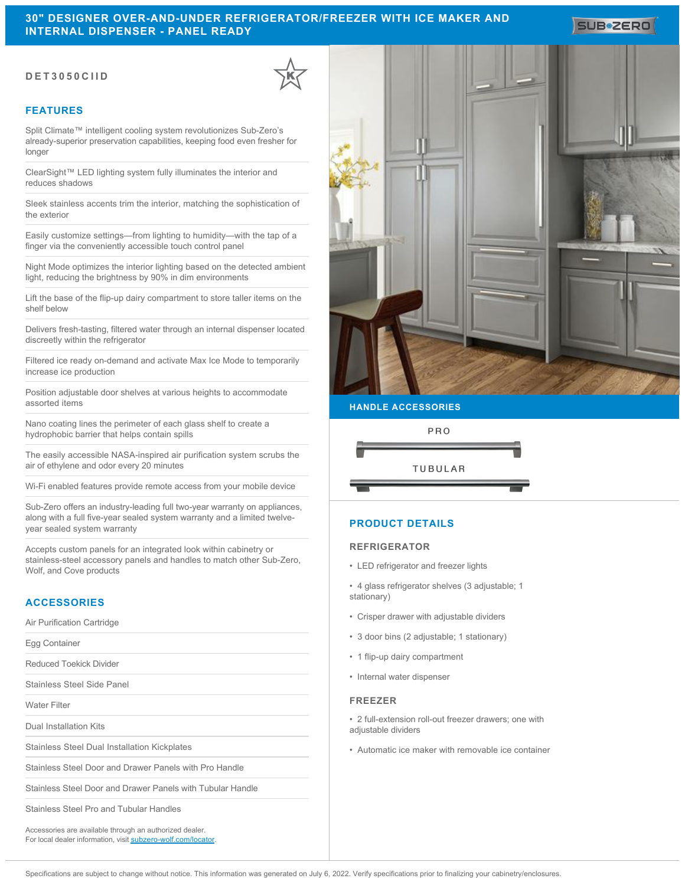# 30" DESIGNER OVER-AND-UNDER REFRIGERATOR/FREEZER WITH ICE MAKER AND INTERNAL DISPENSER - PANEL READY

**DET3050CIID**

## FEATURES

Split Climate™ intelligent cooling system revolutionizes Sub-Zero's already-superior preservation capabilities, keeping food even fresher for longer

ClearSight™ LED lighting system fully illuminates the interior and reduces shadows

Sleek stainless accents trim the interior, matching the sophistication of the exterior

Easily customize settings—from lighting to humidity—with the tap of a finger via the conveniently accessible touch control panel

Night Mode optimizes the interior lighting based on the detected ambient light, reducing the brightness by 90% in dim environments

Lift the base of the flip-up dairy compartment to store taller items on the shelf below

Delivers fresh-tasting, filtered water through an internal dispenser located discreetly within the refrigerator

Filtered ice ready on-demand and activate Max Ice Mode to temporarily increase ice production

Position adjustable door shelves at various heights to accommodate assorted items

Nano coating lines the perimeter of each glass shelf to create a hydrophobic barrier that helps contain spills

The easily accessible NASA-inspired air purification system scrubs the air of ethylene and odor every 20 minutes

Wi-Fi enabled features provide remote access from your mobile device

Sub-Zero offers an industry-leading full two-year warranty on appliances, along with a full five-year sealed system warranty and a limited twelve-year sealed system warranty

Accepts custom panels for an integrated look within cabinetry or stainless-steel accessory panels and handles to match other Sub-Zero, Wolf, and Cove products

## ACCESSORIES

Air Purification Cartridge

Egg Container

Reduced Toekick Divider

Stainless Steel Side Panel

Water Filter

Dual Installation Kits

Stainless Steel Dual Installation Kickplates

Stainless Steel Door and Drawer Panels with Pro Handle

Stainless Steel Door and Drawer Panels with Tubular Handle

Stainless Steel Pro and Tubular Handles

Accessories are available through an authorized dealer.
For local dealer information, visit subzero-wolf.com/locator.

## HANDLE ACCESSORIES

PRO

TUBULAR

## PRODUCT DETAILS

### REFRIGERATOR

- LED refrigerator and freezer lights
- 4 glass refrigerator shelves (3 adjustable; 1 stationary)
- Crisper drawer with adjustable dividers
- 3 door bins (2 adjustable; 1 stationary)
- 1 flip-up dairy compartment
- Internal water dispenser

### FREEZER

- 2 full-extension roll-out freezer drawers; one with adjustable dividers
- Automatic ice maker with removable ice container

Specifications are subject to change without notice. This information was generated on July 6, 2022. Verify specifications prior to finalizing your cabinetry/enclosures.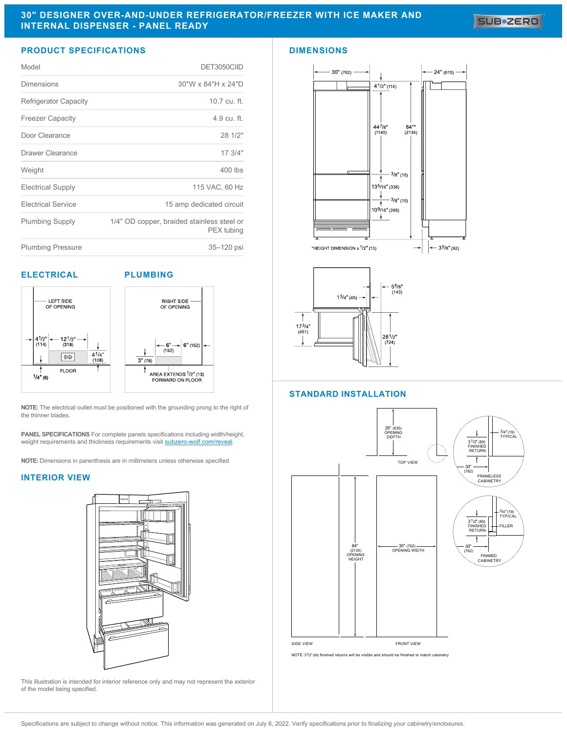# 30" DESIGNER OVER-AND-UNDER REFRIGERATOR/FREEZER WITH ICE MAKER AND INTERNAL DISPENSER - PANEL READY

## PRODUCT SPECIFICATIONS

| | |
|---|---|
| Model | DET3050CIID |
| Dimensions | 30"W x 84"H x 24"D |
| Refrigerator Capacity | 10.7 cu. ft. |
| Freezer Capacity | 4.9 cu. ft. |
| Door Clearance | 28 1/2" |
| Drawer Clearance | 17 3/4" |
| Weight | 400 lbs |
| Electrical Supply | 115 VAC, 60 Hz |
| Electrical Service | 15 amp dedicated circuit |
| Plumbing Supply | 1/4" OD copper, braided stainless steel or PEX tubing |
| Plumbing Pressure | 35–120 psi |

## ELECTRICAL

LEFT SIDE OF OPENING

4 1/2" (114)

12 1/2" (318)

4 1/4" (108)

FLOOR

1/4" (6)

## PLUMBING

RIGHT SIDE OF OPENING

6" (152)

6" (152)

3" (76)

AREA EXTENDS 1/2" (13) FORWARD ON FLOOR

**NOTE:** The electrical outlet must be positioned with the grounding prong to the right of the thinner blades.

**PANEL SPECIFICATIONS** For complete panels specifications including width/height, weight requirements and thickness requirements visit subzero-wolf.com/reveal.

**NOTE:** Dimensions in parenthesis are in millimeters unless otherwise specified

## INTERIOR VIEW

This illustration is intended for interior reference only and may not represent the exterior of the model being specified.

## DIMENSIONS

30" (762)

24" (610)

4 1/2" (114)

44 7/8" (1140)

84"* (2134)

3/8" (10)

13 5/16" (338)

3/8" (10)

10 9/16" (268)

*HEIGHT DIMENSION ± 1/2" (13)

3 5/8" (92)

5 5/8" (143)

1 3/4" (45)

17 3/4" (451)

28 1/2" (724)

## STANDARD INSTALLATION

25" (635) OPENING DEPTH

TOP VIEW

3/4" (19) TYPICAL

3 1/2" (89) FINISHED RETURN

30" (762)

FRAMELESS CABINETRY

3/4" (19) TYPICAL

3 1/2" (89) FINISHED RETURN

FILLER

30" (762)

FRAMED CABINETRY

84" (2134) OPENING HEIGHT

30" (762) OPENING WIDTH

SIDE VIEW

FRONT VIEW

NOTE: 3 1/2" (89) finished returns will be visible and should be finished to match cabinetry

Specifications are subject to change without notice. This information was generated on July 6, 2022. Verify specifications prior to finalizing your cabinetry/enclosures.